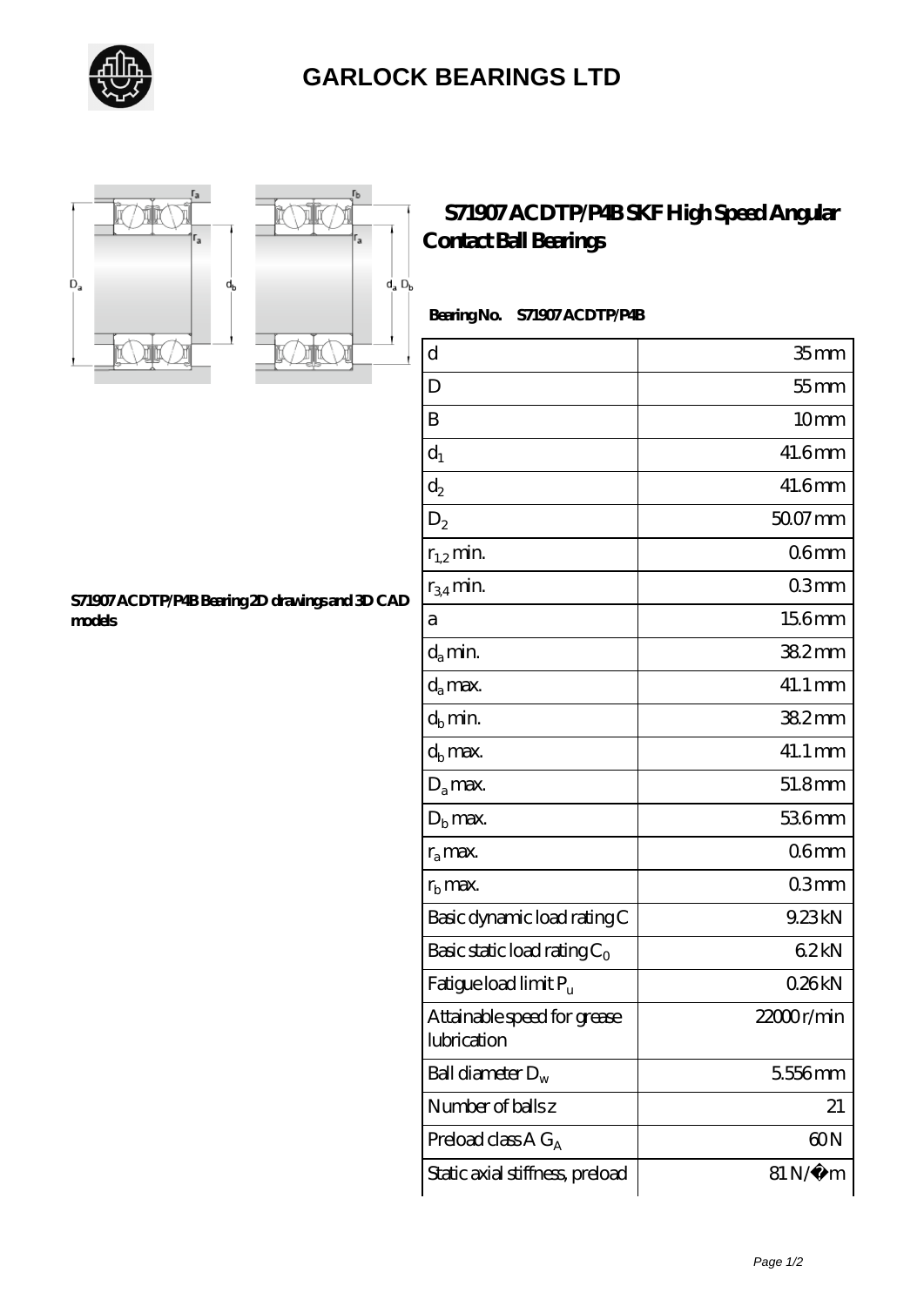# GARLOCK BEARINGS LTD

## S71907 ACDTP/P4B SKF High Speed Angular Contact Ball Bearings

S71907 ACDTP/P4B Bearing 2D drawings and 3D CAD models

**Bearing No.** S71907 ACDTP/P4B

| | |
|---|---|
| d | 35 mm |
| D | 55 mm |
| B | 10 mm |
| $d_1$ | 41.6 mm |
| $d_2$ | 41.6 mm |
| $D_2$ | 50.07 mm |
| $r_{1,2}$ min. | 0.6 mm |
| $r_{3,4}$ min. | 0.3 mm |
| a | 15.6 mm |
| $d_a$ min. | 38.2 mm |
| $d_a$ max. | 41.1 mm |
| $d_b$ min. | 38.2 mm |
| $d_b$ max. | 41.1 mm |
| $D_a$ max. | 51.8 mm |
| $D_b$ max. | 53.6 mm |
| $r_a$ max. | 0.6 mm |
| $r_b$ max. | 0.3 mm |
| Basic dynamic load rating C | 9.23 kN |
| Basic static load rating $C_0$ | 6.2 kN |
| Fatigue load limit $P_u$ | 0.26 kN |
| Attainable speed for grease lubrication | 22000 r/min |
| Ball diameter $D_w$ | 5.556 mm |
| Number of balls z | 21 |
| Preload class A $G_A$ | 60 N |
| Static axial stiffness, preload | 81 N/�m |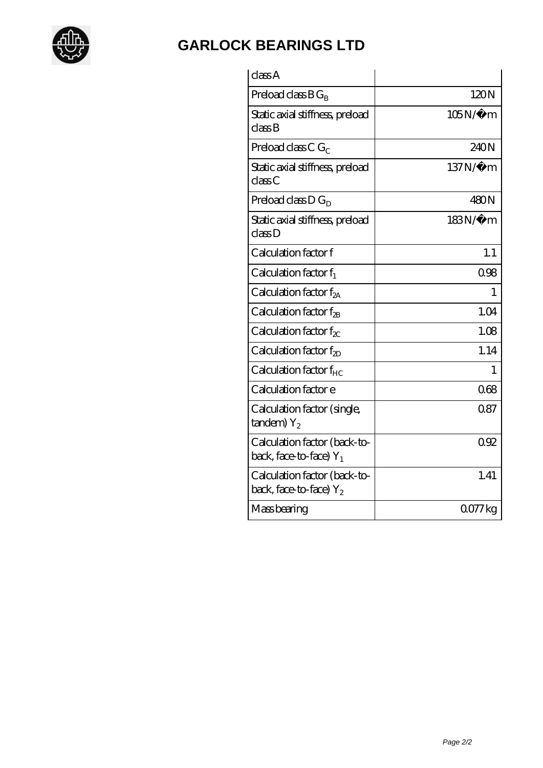| | |
|---|---|
| class A | |
| Preload class B $G_B$ | 120N |
| Static axial stiffness, preload class B | 105N/μm |
| Preload class C $G_C$ | 240N |
| Static axial stiffness, preload class C | 137N/μm |
| Preload class D $G_D$ | 480N |
| Static axial stiffness, preload class D | 183N/μm |
| Calculation factor f | 1.1 |
| Calculation factor $f_1$ | 0.98 |
| Calculation factor $f_{2A}$ | 1 |
| Calculation factor $f_{2B}$ | 1.04 |
| Calculation factor $f_{2C}$ | 1.08 |
| Calculation factor $f_{2D}$ | 1.14 |
| Calculation factor $f_{HC}$ | 1 |
| Calculation factor e | 0.68 |
| Calculation factor (single, tandem) $Y_2$ | 0.87 |
| Calculation factor (back-to-back, face-to-face) $Y_1$ | 0.92 |
| Calculation factor (back-to-back, face-to-face) $Y_2$ | 1.41 |
| Mass bearing | 0.077 kg |